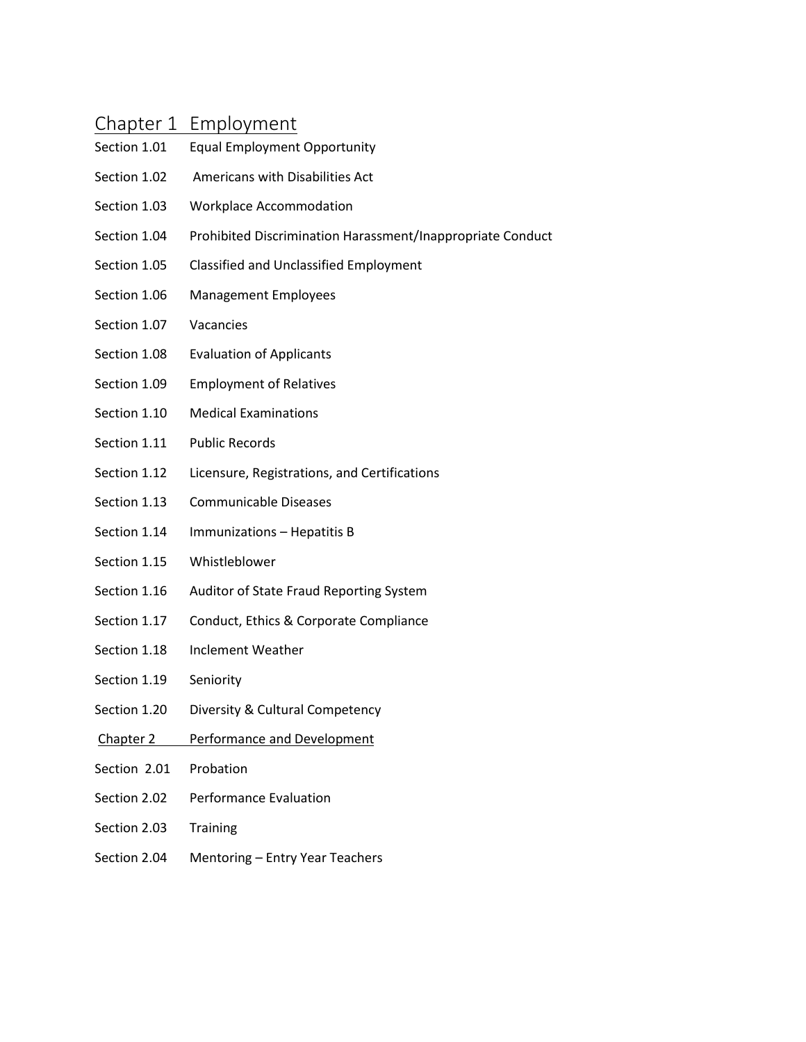## Chapter 1 Employment

Section 1.01 Equal Employment Opportunity

Section 1.02 Americans with Disabilities Act

Section 1.03 Workplace Accommodation

Section 1.04 Prohibited Discrimination Harassment/Inappropriate Conduct

Section 1.05 Classified and Unclassified Employment

Section 1.06 Management Employees

Section 1.07 Vacancies

Section 1.08 Evaluation of Applicants

Section 1.09 Employment of Relatives

Section 1.10 Medical Examinations

Section 1.11 Public Records

Section 1.12 Licensure, Registrations, and Certifications

Section 1.13 Communicable Diseases

Section 1.14 Immunizations – Hepatitis B

Section 1.15 Whistleblower

Section 1.16 Auditor of State Fraud Reporting System

Section 1.17 Conduct, Ethics & Corporate Compliance

Section 1.18 Inclement Weather

Section 1.19 Seniority

Section 1.20 Diversity & Cultural Competency

## Chapter 2 Performance and Development

Section 2.01 Probation

Section 2.02 Performance Evaluation

Section 2.03 Training

Section 2.04 Mentoring – Entry Year Teachers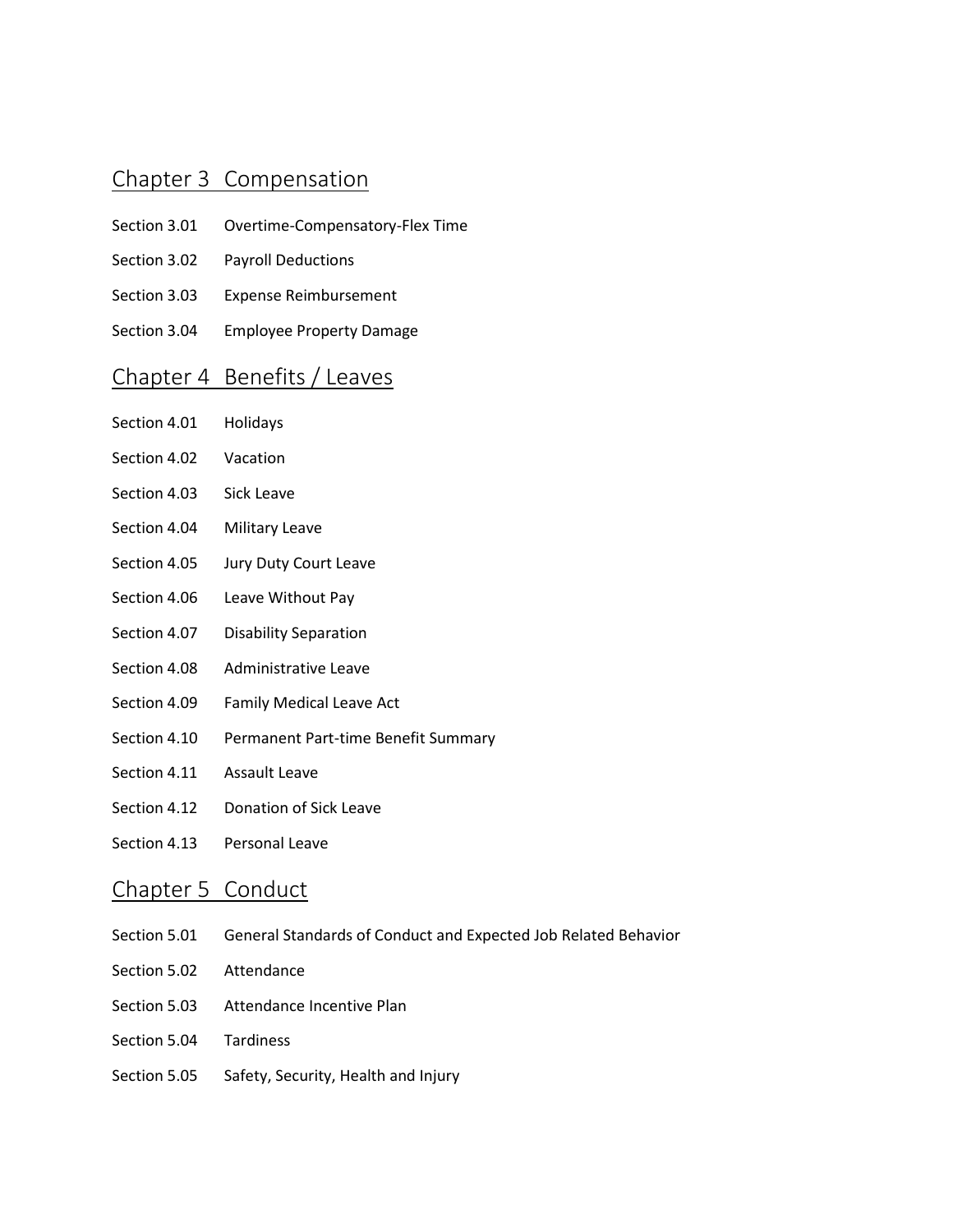## Chapter 3 Compensation

Section 3.01 Overtime-Compensatory-Flex Time

Section 3.02 Payroll Deductions

Section 3.03 Expense Reimbursement

Section 3.04 Employee Property Damage

## Chapter 4 Benefits / Leaves

Section 4.01 Holidays

Section 4.02 Vacation

Section 4.03 Sick Leave

Section 4.04 Military Leave

Section 4.05 Jury Duty Court Leave

Section 4.06 Leave Without Pay

Section 4.07 Disability Separation

Section 4.08 Administrative Leave

Section 4.09 Family Medical Leave Act

Section 4.10 Permanent Part-time Benefit Summary

Section 4.11 Assault Leave

Section 4.12 Donation of Sick Leave

Section 4.13 Personal Leave

## Chapter 5 Conduct

Section 5.01 General Standards of Conduct and Expected Job Related Behavior

Section 5.02 Attendance

Section 5.03 Attendance Incentive Plan

Section 5.04 Tardiness

Section 5.05 Safety, Security, Health and Injury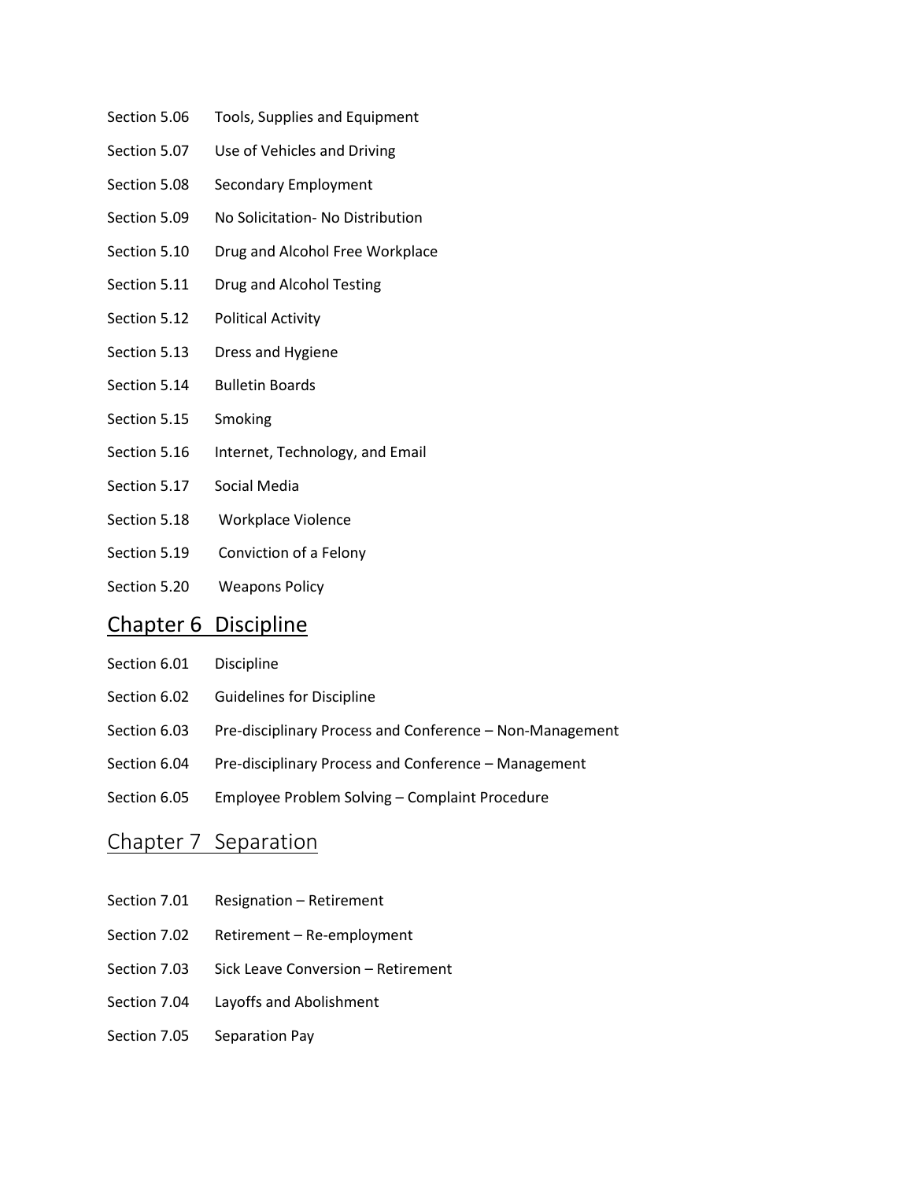Section 5.06 Tools, Supplies and Equipment

Section 5.07 Use of Vehicles and Driving

Section 5.08 Secondary Employment

Section 5.09 No Solicitation- No Distribution

Section 5.10 Drug and Alcohol Free Workplace

Section 5.11 Drug and Alcohol Testing

Section 5.12 Political Activity

Section 5.13 Dress and Hygiene

Section 5.14 Bulletin Boards

Section 5.15 Smoking

Section 5.16 Internet, Technology, and Email

Section 5.17 Social Media

Section 5.18 Workplace Violence

Section 5.19 Conviction of a Felony

Section 5.20 Weapons Policy

## Chapter 6 Discipline

Section 6.01 Discipline

Section 6.02 Guidelines for Discipline

Section 6.03 Pre-disciplinary Process and Conference – Non-Management

Section 6.04 Pre-disciplinary Process and Conference – Management

Section 6.05 Employee Problem Solving – Complaint Procedure

## Chapter 7 Separation

Section 7.01 Resignation – Retirement

Section 7.02 Retirement – Re-employment

Section 7.03 Sick Leave Conversion – Retirement

Section 7.04 Layoffs and Abolishment

Section 7.05 Separation Pay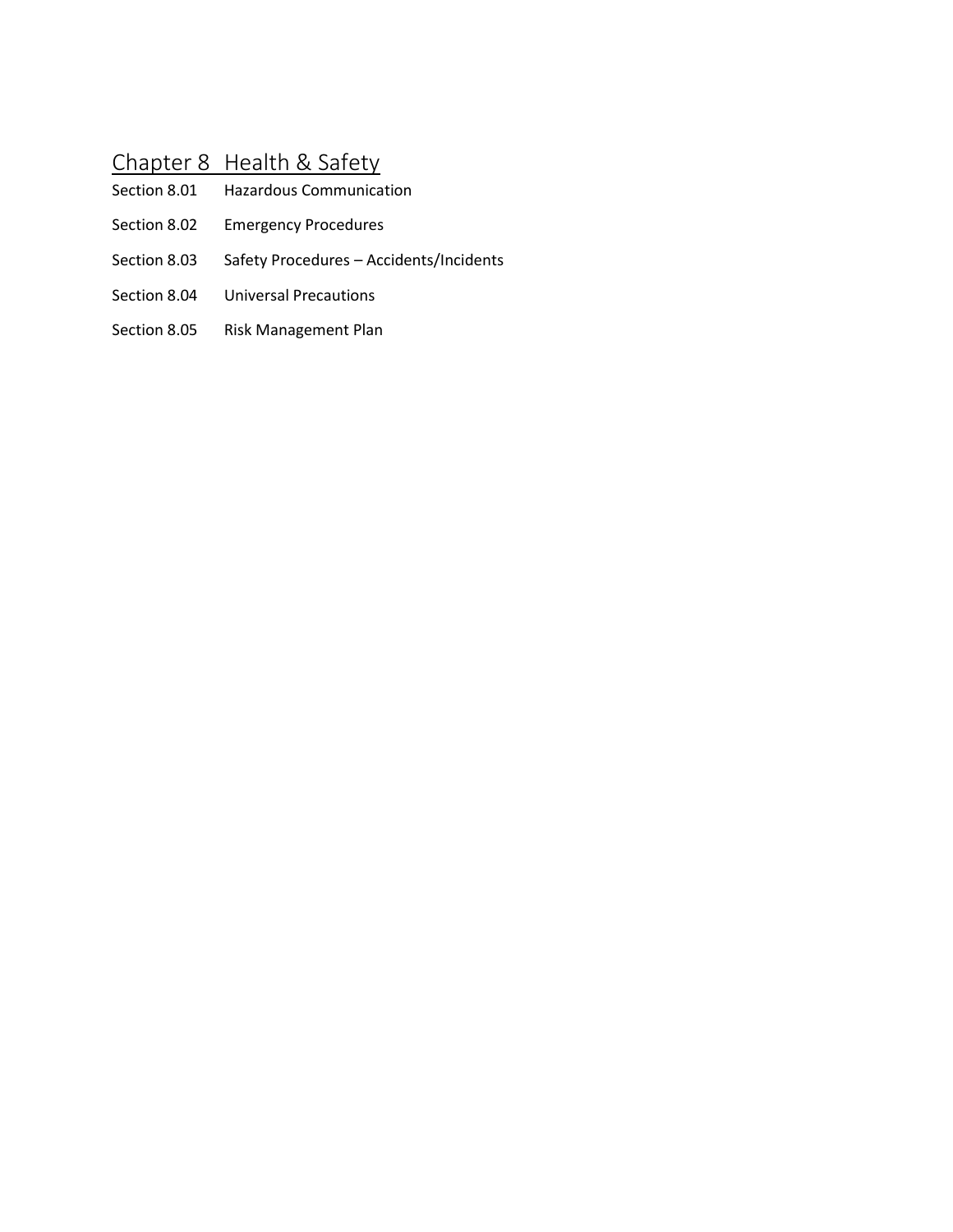## Chapter 8 Health & Safety

Section 8.01 Hazardous Communication

Section 8.02 Emergency Procedures

Section 8.03 Safety Procedures – Accidents/Incidents

Section 8.04 Universal Precautions

Section 8.05 Risk Management Plan